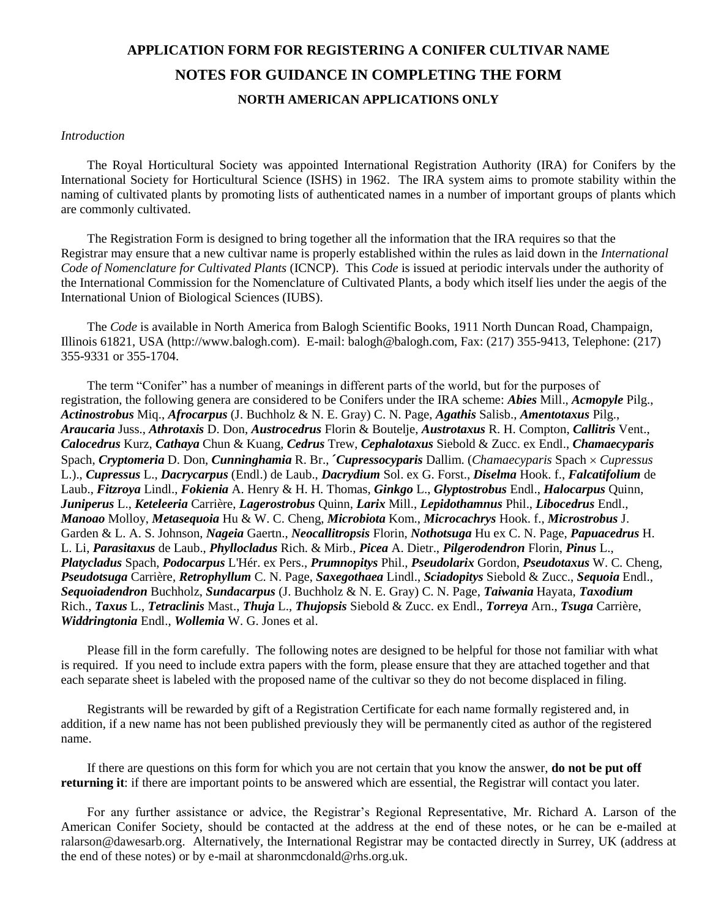# APPLICATION FORM FOR REGISTERING A CONIFER CULTIVAR NAME

## NOTES FOR GUIDANCE IN COMPLETING THE FORM

### NORTH AMERICAN APPLICATIONS ONLY

*Introduction*

The Royal Horticultural Society was appointed International Registration Authority (IRA) for Conifers by the International Society for Horticultural Science (ISHS) in 1962. The IRA system aims to promote stability within the naming of cultivated plants by promoting lists of authenticated names in a number of important groups of plants which are commonly cultivated.

The Registration Form is designed to bring together all the information that the IRA requires so that the Registrar may ensure that a new cultivar name is properly established within the rules as laid down in the *International Code of Nomenclature for Cultivated Plants* (ICNCP). This *Code* is issued at periodic intervals under the authority of the International Commission for the Nomenclature of Cultivated Plants, a body which itself lies under the aegis of the International Union of Biological Sciences (IUBS).

The *Code* is available in North America from Balogh Scientific Books, 1911 North Duncan Road, Champaign, Illinois 61821, USA (http://www.balogh.com). E-mail: balogh@balogh.com, Fax: (217) 355-9413, Telephone: (217) 355-9331 or 355-1704.

The term "Conifer" has a number of meanings in different parts of the world, but for the purposes of registration, the following genera are considered to be Conifers under the IRA scheme: ***Abies*** Mill., ***Acmopyle*** Pilg., ***Actinostrobus*** Miq., ***Afrocarpus*** (J. Buchholz & N. E. Gray) C. N. Page, ***Agathis*** Salisb., ***Amentotaxus*** Pilg., ***Araucaria*** Juss., ***Athrotaxis*** D. Don, ***Austrocedrus*** Florin & Boutelje, ***Austrotaxus*** R. H. Compton, ***Callitris*** Vent., ***Calocedrus*** Kurz, ***Cathaya*** Chun & Kuang, ***Cedrus*** Trew, ***Cephalotaxus*** Siebold & Zucc. ex Endl., ***Chamaecyparis*** Spach, ***Cryptomeria*** D. Don, ***Cunninghamia*** R. Br., ***´Cupressocyparis*** Dallim. (*Chamaecyparis* Spach × *Cupressus* L.)., ***Cupressus*** L., ***Dacrycarpus*** (Endl.) de Laub., ***Dacrydium*** Sol. ex G. Forst., ***Diselma*** Hook. f., ***Falcatifolium*** de Laub., ***Fitzroya*** Lindl., ***Fokienia*** A. Henry & H. H. Thomas, ***Ginkgo*** L., ***Glyptostrobus*** Endl., ***Halocarpus*** Quinn, ***Juniperus*** L., ***Keteleeria*** Carrière, ***Lagerostrobus*** Quinn, ***Larix*** Mill., ***Lepidothamnus*** Phil., ***Libocedrus*** Endl., ***Manoao*** Molloy, ***Metasequoia*** Hu & W. C. Cheng, ***Microbiota*** Kom., ***Microcachrys*** Hook. f., ***Microstrobus*** J. Garden & L. A. S. Johnson, ***Nageia*** Gaertn., ***Neocallitropsis*** Florin, ***Nothotsuga*** Hu ex C. N. Page, ***Papuacedrus*** H. L. Li, ***Parasitaxus*** de Laub., ***Phyllocladus*** Rich. & Mirb., ***Picea*** A. Dietr., ***Pilgerodendron*** Florin, ***Pinus*** L., ***Platycladus*** Spach, ***Podocarpus*** L'Hér. ex Pers., ***Prumnopitys*** Phil., ***Pseudolarix*** Gordon, ***Pseudotaxus*** W. C. Cheng, ***Pseudotsuga*** Carrière, ***Retrophyllum*** C. N. Page, ***Saxegothaea*** Lindl., ***Sciadopitys*** Siebold & Zucc., ***Sequoia*** Endl., ***Sequoiadendron*** Buchholz, ***Sundacarpus*** (J. Buchholz & N. E. Gray) C. N. Page, ***Taiwania*** Hayata, ***Taxodium*** Rich., ***Taxus*** L., ***Tetraclinis*** Mast., ***Thuja*** L., ***Thujopsis*** Siebold & Zucc. ex Endl., ***Torreya*** Arn., ***Tsuga*** Carrière, ***Widdringtonia*** Endl., ***Wollemia*** W. G. Jones et al.

Please fill in the form carefully. The following notes are designed to be helpful for those not familiar with what is required. If you need to include extra papers with the form, please ensure that they are attached together and that each separate sheet is labeled with the proposed name of the cultivar so they do not become displaced in filing.

Registrants will be rewarded by gift of a Registration Certificate for each name formally registered and, in addition, if a new name has not been published previously they will be permanently cited as author of the registered name.

If there are questions on this form for which you are not certain that you know the answer, **do not be put off returning it**: if there are important points to be answered which are essential, the Registrar will contact you later.

For any further assistance or advice, the Registrar's Regional Representative, Mr. Richard A. Larson of the American Conifer Society, should be contacted at the address at the end of these notes, or he can be e-mailed at ralarson@dawesarb.org. Alternatively, the International Registrar may be contacted directly in Surrey, UK (address at the end of these notes) or by e-mail at sharonmcdonald@rhs.org.uk.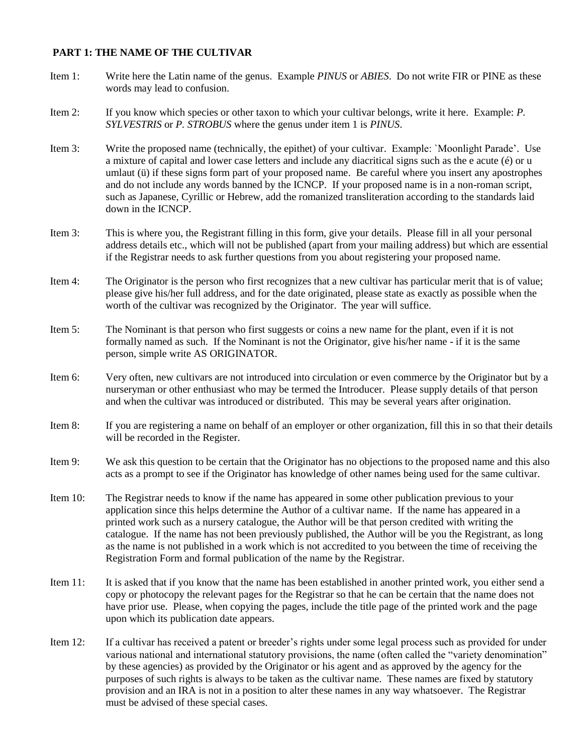**PART 1: THE NAME OF THE CULTIVAR**

Item 1: Write here the Latin name of the genus. Example *PINUS* or *ABIES*. Do not write FIR or PINE as these words may lead to confusion.

Item 2: If you know which species or other taxon to which your cultivar belongs, write it here. Example: *P. SYLVESTRIS* or *P. STROBUS* where the genus under item 1 is *PINUS*.

Item 3: Write the proposed name (technically, the epithet) of your cultivar. Example: `Moonlight Parade'. Use a mixture of capital and lower case letters and include any diacritical signs such as the e acute (é) or u umlaut (ü) if these signs form part of your proposed name. Be careful where you insert any apostrophes and do not include any words banned by the ICNCP. If your proposed name is in a non-roman script, such as Japanese, Cyrillic or Hebrew, add the romanized transliteration according to the standards laid down in the ICNCP.

Item 3: This is where you, the Registrant filling in this form, give your details. Please fill in all your personal address details etc., which will not be published (apart from your mailing address) but which are essential if the Registrar needs to ask further questions from you about registering your proposed name.

Item 4: The Originator is the person who first recognizes that a new cultivar has particular merit that is of value; please give his/her full address, and for the date originated, please state as exactly as possible when the worth of the cultivar was recognized by the Originator. The year will suffice.

Item 5: The Nominant is that person who first suggests or coins a new name for the plant, even if it is not formally named as such. If the Nominant is not the Originator, give his/her name - if it is the same person, simple write AS ORIGINATOR.

Item 6: Very often, new cultivars are not introduced into circulation or even commerce by the Originator but by a nurseryman or other enthusiast who may be termed the Introducer. Please supply details of that person and when the cultivar was introduced or distributed. This may be several years after origination.

Item 8: If you are registering a name on behalf of an employer or other organization, fill this in so that their details will be recorded in the Register.

Item 9: We ask this question to be certain that the Originator has no objections to the proposed name and this also acts as a prompt to see if the Originator has knowledge of other names being used for the same cultivar.

Item 10: The Registrar needs to know if the name has appeared in some other publication previous to your application since this helps determine the Author of a cultivar name. If the name has appeared in a printed work such as a nursery catalogue, the Author will be that person credited with writing the catalogue. If the name has not been previously published, the Author will be you the Registrant, as long as the name is not published in a work which is not accredited to you between the time of receiving the Registration Form and formal publication of the name by the Registrar.

Item 11: It is asked that if you know that the name has been established in another printed work, you either send a copy or photocopy the relevant pages for the Registrar so that he can be certain that the name does not have prior use. Please, when copying the pages, include the title page of the printed work and the page upon which its publication date appears.

Item 12: If a cultivar has received a patent or breeder's rights under some legal process such as provided for under various national and international statutory provisions, the name (often called the "variety denomination" by these agencies) as provided by the Originator or his agent and as approved by the agency for the purposes of such rights is always to be taken as the cultivar name. These names are fixed by statutory provision and an IRA is not in a position to alter these names in any way whatsoever. The Registrar must be advised of these special cases.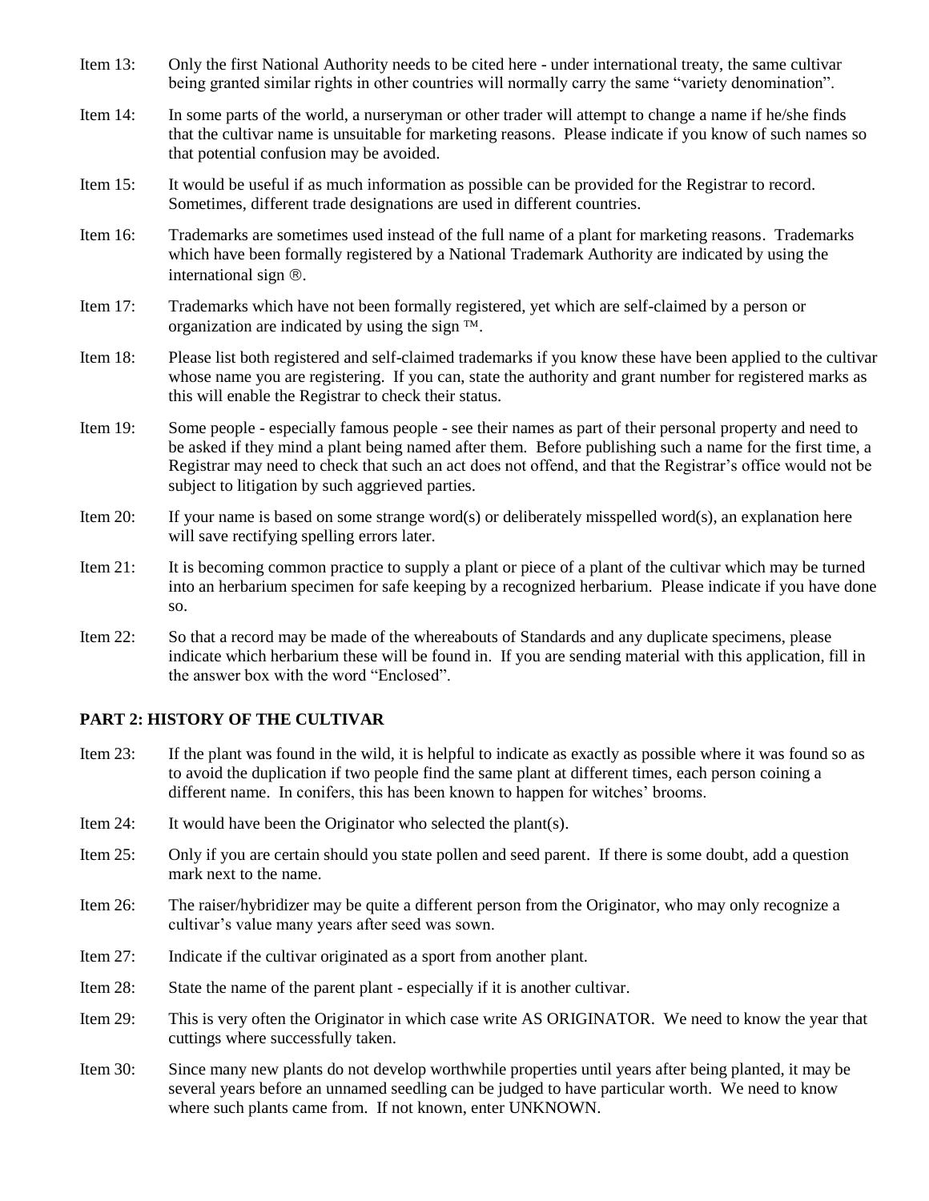Item 13: Only the first National Authority needs to be cited here - under international treaty, the same cultivar being granted similar rights in other countries will normally carry the same "variety denomination".

Item 14: In some parts of the world, a nurseryman or other trader will attempt to change a name if he/she finds that the cultivar name is unsuitable for marketing reasons. Please indicate if you know of such names so that potential confusion may be avoided.

Item 15: It would be useful if as much information as possible can be provided for the Registrar to record. Sometimes, different trade designations are used in different countries.

Item 16: Trademarks are sometimes used instead of the full name of a plant for marketing reasons. Trademarks which have been formally registered by a National Trademark Authority are indicated by using the international sign ®.

Item 17: Trademarks which have not been formally registered, yet which are self-claimed by a person or organization are indicated by using the sign ™.

Item 18: Please list both registered and self-claimed trademarks if you know these have been applied to the cultivar whose name you are registering. If you can, state the authority and grant number for registered marks as this will enable the Registrar to check their status.

Item 19: Some people - especially famous people - see their names as part of their personal property and need to be asked if they mind a plant being named after them. Before publishing such a name for the first time, a Registrar may need to check that such an act does not offend, and that the Registrar's office would not be subject to litigation by such aggrieved parties.

Item 20: If your name is based on some strange word(s) or deliberately misspelled word(s), an explanation here will save rectifying spelling errors later.

Item 21: It is becoming common practice to supply a plant or piece of a plant of the cultivar which may be turned into an herbarium specimen for safe keeping by a recognized herbarium. Please indicate if you have done so.

Item 22: So that a record may be made of the whereabouts of Standards and any duplicate specimens, please indicate which herbarium these will be found in. If you are sending material with this application, fill in the answer box with the word "Enclosed".

## PART 2: HISTORY OF THE CULTIVAR

Item 23: If the plant was found in the wild, it is helpful to indicate as exactly as possible where it was found so as to avoid the duplication if two people find the same plant at different times, each person coining a different name. In conifers, this has been known to happen for witches' brooms.

Item 24: It would have been the Originator who selected the plant(s).

Item 25: Only if you are certain should you state pollen and seed parent. If there is some doubt, add a question mark next to the name.

Item 26: The raiser/hybridizer may be quite a different person from the Originator, who may only recognize a cultivar's value many years after seed was sown.

Item 27: Indicate if the cultivar originated as a sport from another plant.

Item 28: State the name of the parent plant - especially if it is another cultivar.

Item 29: This is very often the Originator in which case write AS ORIGINATOR. We need to know the year that cuttings where successfully taken.

Item 30: Since many new plants do not develop worthwhile properties until years after being planted, it may be several years before an unnamed seedling can be judged to have particular worth. We need to know where such plants came from. If not known, enter UNKNOWN.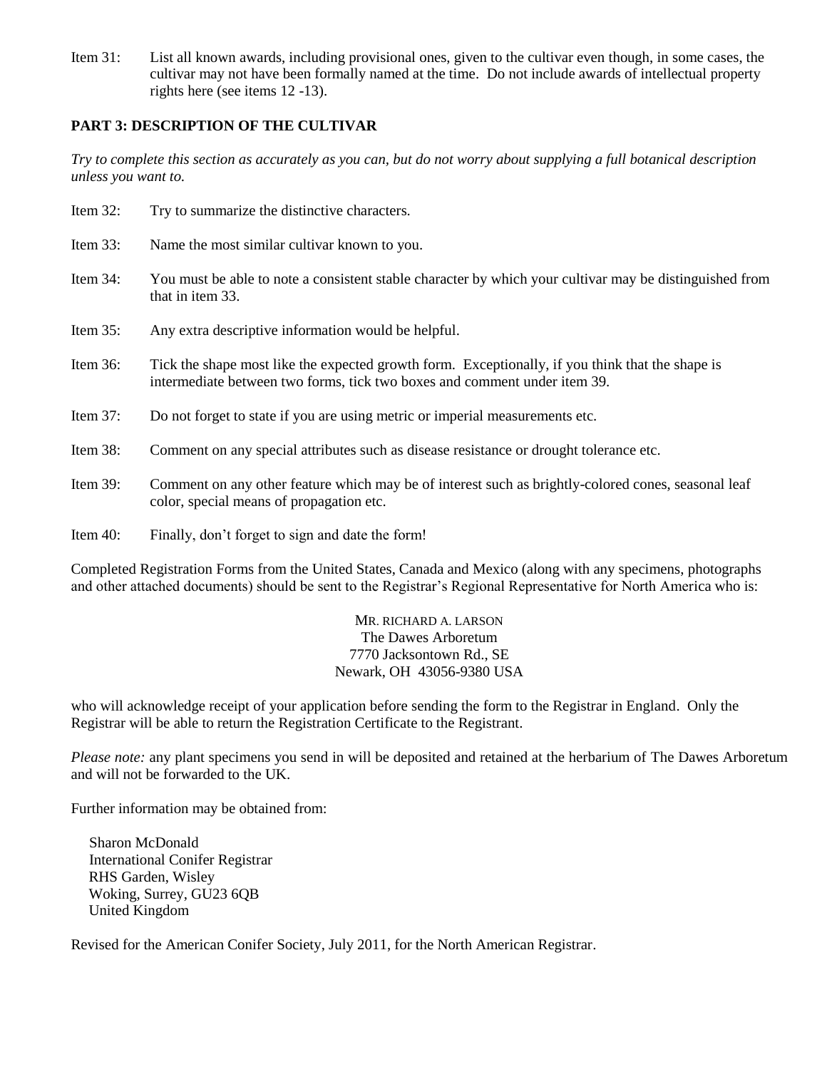Item 31: List all known awards, including provisional ones, given to the cultivar even though, in some cases, the cultivar may not have been formally named at the time. Do not include awards of intellectual property rights here (see items 12 -13).

## PART 3: DESCRIPTION OF THE CULTIVAR

*Try to complete this section as accurately as you can, but do not worry about supplying a full botanical description unless you want to.*

Item 32: Try to summarize the distinctive characters.

Item 33: Name the most similar cultivar known to you.

Item 34: You must be able to note a consistent stable character by which your cultivar may be distinguished from that in item 33.

Item 35: Any extra descriptive information would be helpful.

Item 36: Tick the shape most like the expected growth form. Exceptionally, if you think that the shape is intermediate between two forms, tick two boxes and comment under item 39.

Item 37: Do not forget to state if you are using metric or imperial measurements etc.

Item 38: Comment on any special attributes such as disease resistance or drought tolerance etc.

Item 39: Comment on any other feature which may be of interest such as brightly-colored cones, seasonal leaf color, special means of propagation etc.

Item 40: Finally, don't forget to sign and date the form!

Completed Registration Forms from the United States, Canada and Mexico (along with any specimens, photographs and other attached documents) should be sent to the Registrar's Regional Representative for North America who is:

MR. RICHARD A. LARSON
The Dawes Arboretum
7770 Jacksontown Rd., SE
Newark, OH 43056-9380 USA

who will acknowledge receipt of your application before sending the form to the Registrar in England. Only the Registrar will be able to return the Registration Certificate to the Registrant.

*Please note:* any plant specimens you send in will be deposited and retained at the herbarium of The Dawes Arboretum and will not be forwarded to the UK.

Further information may be obtained from:

Sharon McDonald
International Conifer Registrar
RHS Garden, Wisley
Woking, Surrey, GU23 6QB
United Kingdom

Revised for the American Conifer Society, July 2011, for the North American Registrar.